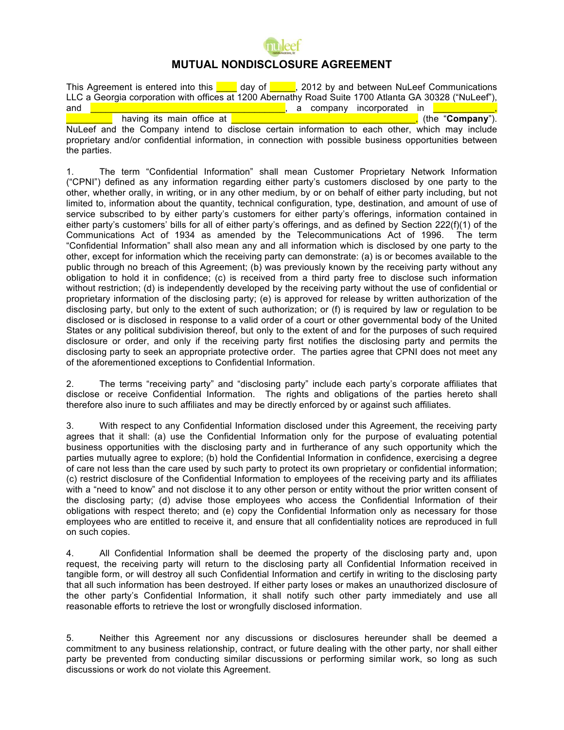# MUTUAL NONDISCLOSURE AGREEMENT

This Agreement is entered into this ____ day of _____, 2012 by and between NuLeef Communications LLC a Georgia corporation with offices at 1200 Abernathy Road Suite 1700 Atlanta GA 30328 ("NuLeef"), and ________________________________________, a company incorporated in ____________, _________ having its main office at ____________________________________, (the "**Company**"). NuLeef and the Company intend to disclose certain information to each other, which may include proprietary and/or confidential information, in connection with possible business opportunities between the parties.

1. The term "Confidential Information" shall mean Customer Proprietary Network Information ("CPNI") defined as any information regarding either party's customers disclosed by one party to the other, whether orally, in writing, or in any other medium, by or on behalf of either party including, but not limited to, information about the quantity, technical configuration, type, destination, and amount of use of service subscribed to by either party's customers for either party's offerings, information contained in either party's customers' bills for all of either party's offerings, and as defined by Section 222(f)(1) of the Communications Act of 1934 as amended by the Telecommunications Act of 1996. The term "Confidential Information" shall also mean any and all information which is disclosed by one party to the other, except for information which the receiving party can demonstrate: (a) is or becomes available to the public through no breach of this Agreement; (b) was previously known by the receiving party without any obligation to hold it in confidence; (c) is received from a third party free to disclose such information without restriction; (d) is independently developed by the receiving party without the use of confidential or proprietary information of the disclosing party; (e) is approved for release by written authorization of the disclosing party, but only to the extent of such authorization; or (f) is required by law or regulation to be disclosed or is disclosed in response to a valid order of a court or other governmental body of the United States or any political subdivision thereof, but only to the extent of and for the purposes of such required disclosure or order, and only if the receiving party first notifies the disclosing party and permits the disclosing party to seek an appropriate protective order. The parties agree that CPNI does not meet any of the aforementioned exceptions to Confidential Information.

2. The terms "receiving party" and "disclosing party" include each party's corporate affiliates that disclose or receive Confidential Information. The rights and obligations of the parties hereto shall therefore also inure to such affiliates and may be directly enforced by or against such affiliates.

3. With respect to any Confidential Information disclosed under this Agreement, the receiving party agrees that it shall: (a) use the Confidential Information only for the purpose of evaluating potential business opportunities with the disclosing party and in furtherance of any such opportunity which the parties mutually agree to explore; (b) hold the Confidential Information in confidence, exercising a degree of care not less than the care used by such party to protect its own proprietary or confidential information; (c) restrict disclosure of the Confidential Information to employees of the receiving party and its affiliates with a "need to know" and not disclose it to any other person or entity without the prior written consent of the disclosing party; (d) advise those employees who access the Confidential Information of their obligations with respect thereto; and (e) copy the Confidential Information only as necessary for those employees who are entitled to receive it, and ensure that all confidentiality notices are reproduced in full on such copies.

4. All Confidential Information shall be deemed the property of the disclosing party and, upon request, the receiving party will return to the disclosing party all Confidential Information received in tangible form, or will destroy all such Confidential Information and certify in writing to the disclosing party that all such information has been destroyed. If either party loses or makes an unauthorized disclosure of the other party's Confidential Information, it shall notify such other party immediately and use all reasonable efforts to retrieve the lost or wrongfully disclosed information.

5. Neither this Agreement nor any discussions or disclosures hereunder shall be deemed a commitment to any business relationship, contract, or future dealing with the other party, nor shall either party be prevented from conducting similar discussions or performing similar work, so long as such discussions or work do not violate this Agreement.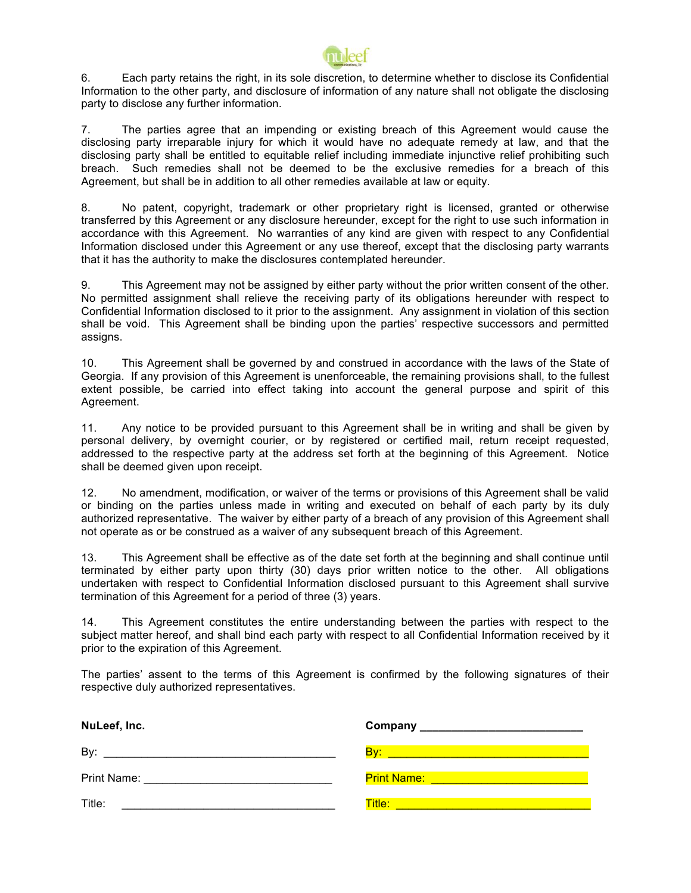6. Each party retains the right, in its sole discretion, to determine whether to disclose its Confidential Information to the other party, and disclosure of information of any nature shall not obligate the disclosing party to disclose any further information.

7. The parties agree that an impending or existing breach of this Agreement would cause the disclosing party irreparable injury for which it would have no adequate remedy at law, and that the disclosing party shall be entitled to equitable relief including immediate injunctive relief prohibiting such breach. Such remedies shall not be deemed to be the exclusive remedies for a breach of this Agreement, but shall be in addition to all other remedies available at law or equity.

8. No patent, copyright, trademark or other proprietary right is licensed, granted or otherwise transferred by this Agreement or any disclosure hereunder, except for the right to use such information in accordance with this Agreement. No warranties of any kind are given with respect to any Confidential Information disclosed under this Agreement or any use thereof, except that the disclosing party warrants that it has the authority to make the disclosures contemplated hereunder.

9. This Agreement may not be assigned by either party without the prior written consent of the other. No permitted assignment shall relieve the receiving party of its obligations hereunder with respect to Confidential Information disclosed to it prior to the assignment. Any assignment in violation of this section shall be void. This Agreement shall be binding upon the parties' respective successors and permitted assigns.

10. This Agreement shall be governed by and construed in accordance with the laws of the State of Georgia. If any provision of this Agreement is unenforceable, the remaining provisions shall, to the fullest extent possible, be carried into effect taking into account the general purpose and spirit of this Agreement.

11. Any notice to be provided pursuant to this Agreement shall be in writing and shall be given by personal delivery, by overnight courier, or by registered or certified mail, return receipt requested, addressed to the respective party at the address set forth at the beginning of this Agreement. Notice shall be deemed given upon receipt.

12. No amendment, modification, or waiver of the terms or provisions of this Agreement shall be valid or binding on the parties unless made in writing and executed on behalf of each party by its duly authorized representative. The waiver by either party of a breach of any provision of this Agreement shall not operate as or be construed as a waiver of any subsequent breach of this Agreement.

13. This Agreement shall be effective as of the date set forth at the beginning and shall continue until terminated by either party upon thirty (30) days prior written notice to the other. All obligations undertaken with respect to Confidential Information disclosed pursuant to this Agreement shall survive termination of this Agreement for a period of three (3) years.

14. This Agreement constitutes the entire understanding between the parties with respect to the subject matter hereof, and shall bind each party with respect to all Confidential Information received by it prior to the expiration of this Agreement.

The parties' assent to the terms of this Agreement is confirmed by the following signatures of their respective duly authorized representatives.

| | |
|---|---|
| **NuLeef, Inc.** | **Company** ___________________________ |
| By: _____________________________________ | By: ___________________________________ |
| Print Name: ________________________________ | Print Name: ____________________________ |
| Title: _____________________________________ | Title: _________________________________ |